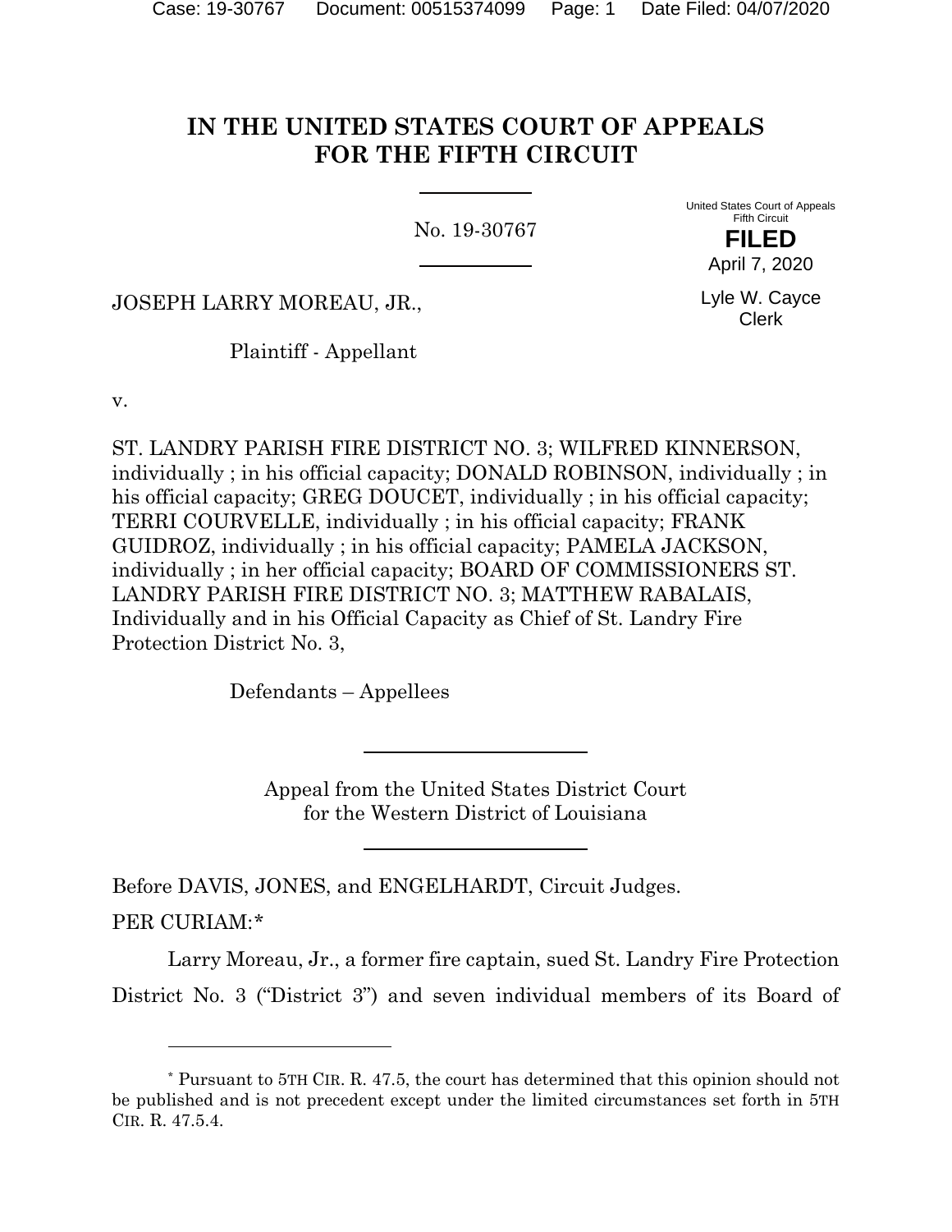# IN THE UNITED STATES COURT OF APPEALS FOR THE FIFTH CIRCUIT

No. 19-30767

United States Court of Appeals
Fifth Circuit

**FILED**

April 7, 2020

Lyle W. Cayce
Clerk

JOSEPH LARRY MOREAU, JR.,

Plaintiff - Appellant

v.

ST. LANDRY PARISH FIRE DISTRICT NO. 3; WILFRED KINNERSON, individually ; in his official capacity; DONALD ROBINSON, individually ; in his official capacity; GREG DOUCET, individually ; in his official capacity; TERRI COURVELLE, individually ; in his official capacity; FRANK GUIDROZ, individually ; in his official capacity; PAMELA JACKSON, individually ; in her official capacity; BOARD OF COMMISSIONERS ST. LANDRY PARISH FIRE DISTRICT NO. 3; MATTHEW RABALAIS, Individually and in his Official Capacity as Chief of St. Landry Fire Protection District No. 3,

Defendants – Appellees

Appeal from the United States District Court
for the Western District of Louisiana

Before DAVIS, JONES, and ENGELHARDT, Circuit Judges.

PER CURIAM:*

Larry Moreau, Jr., a former fire captain, sued St. Landry Fire Protection District No. 3 ("District 3") and seven individual members of its Board of

---

* Pursuant to 5TH CIR. R. 47.5, the court has determined that this opinion should not be published and is not precedent except under the limited circumstances set forth in 5TH CIR. R. 47.5.4.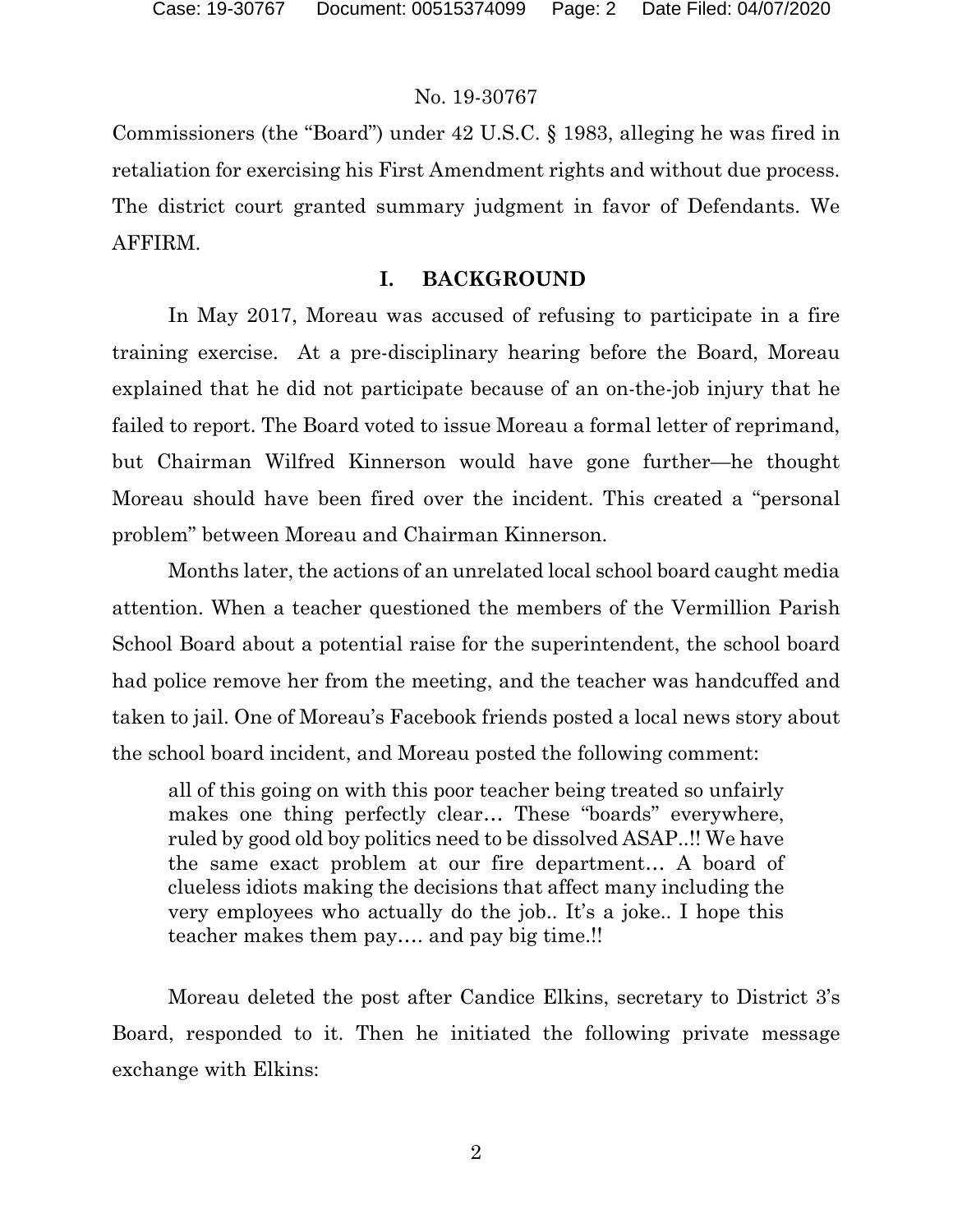Commissioners (the "Board") under 42 U.S.C. § 1983, alleging he was fired in retaliation for exercising his First Amendment rights and without due process. The district court granted summary judgment in favor of Defendants. We AFFIRM.

## I. BACKGROUND

In May 2017, Moreau was accused of refusing to participate in a fire training exercise. At a pre-disciplinary hearing before the Board, Moreau explained that he did not participate because of an on-the-job injury that he failed to report. The Board voted to issue Moreau a formal letter of reprimand, but Chairman Wilfred Kinnerson would have gone further—he thought Moreau should have been fired over the incident. This created a "personal problem" between Moreau and Chairman Kinnerson.

Months later, the actions of an unrelated local school board caught media attention. When a teacher questioned the members of the Vermillion Parish School Board about a potential raise for the superintendent, the school board had police remove her from the meeting, and the teacher was handcuffed and taken to jail. One of Moreau's Facebook friends posted a local news story about the school board incident, and Moreau posted the following comment:

> all of this going on with this poor teacher being treated so unfairly makes one thing perfectly clear… These "boards" everywhere, ruled by good old boy politics need to be dissolved ASAP..!! We have the same exact problem at our fire department… A board of clueless idiots making the decisions that affect many including the very employees who actually do the job.. It's a joke.. I hope this teacher makes them pay…. and pay big time.!!

Moreau deleted the post after Candice Elkins, secretary to District 3's Board, responded to it. Then he initiated the following private message exchange with Elkins: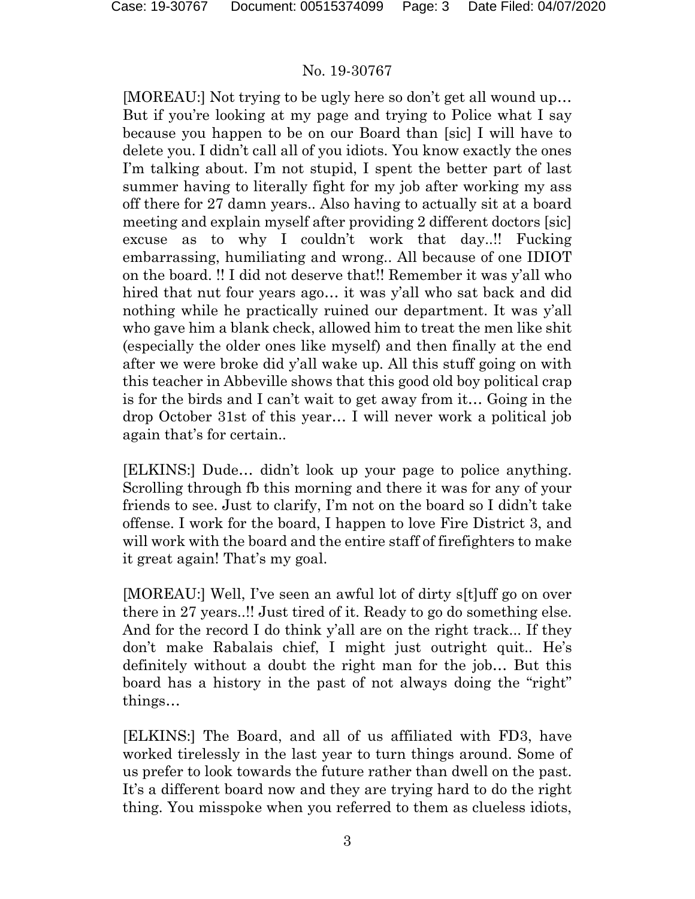[MOREAU:] Not trying to be ugly here so don't get all wound up… But if you're looking at my page and trying to Police what I say because you happen to be on our Board than [sic] I will have to delete you. I didn't call all of you idiots. You know exactly the ones I'm talking about. I'm not stupid, I spent the better part of last summer having to literally fight for my job after working my ass off there for 27 damn years.. Also having to actually sit at a board meeting and explain myself after providing 2 different doctors [sic] excuse as to why I couldn't work that day..!! Fucking embarrassing, humiliating and wrong.. All because of one IDIOT on the board. !! I did not deserve that!! Remember it was y'all who hired that nut four years ago… it was y'all who sat back and did nothing while he practically ruined our department. It was y'all who gave him a blank check, allowed him to treat the men like shit (especially the older ones like myself) and then finally at the end after we were broke did y'all wake up. All this stuff going on with this teacher in Abbeville shows that this good old boy political crap is for the birds and I can't wait to get away from it… Going in the drop October 31st of this year… I will never work a political job again that's for certain..

[ELKINS:] Dude… didn't look up your page to police anything. Scrolling through fb this morning and there it was for any of your friends to see. Just to clarify, I'm not on the board so I didn't take offense. I work for the board, I happen to love Fire District 3, and will work with the board and the entire staff of firefighters to make it great again! That's my goal.

[MOREAU:] Well, I've seen an awful lot of dirty s[t]uff go on over there in 27 years..!! Just tired of it. Ready to go do something else. And for the record I do think y'all are on the right track... If they don't make Rabalais chief, I might just outright quit.. He's definitely without a doubt the right man for the job… But this board has a history in the past of not always doing the "right" things…

[ELKINS:] The Board, and all of us affiliated with FD3, have worked tirelessly in the last year to turn things around. Some of us prefer to look towards the future rather than dwell on the past. It's a different board now and they are trying hard to do the right thing. You misspoke when you referred to them as clueless idiots,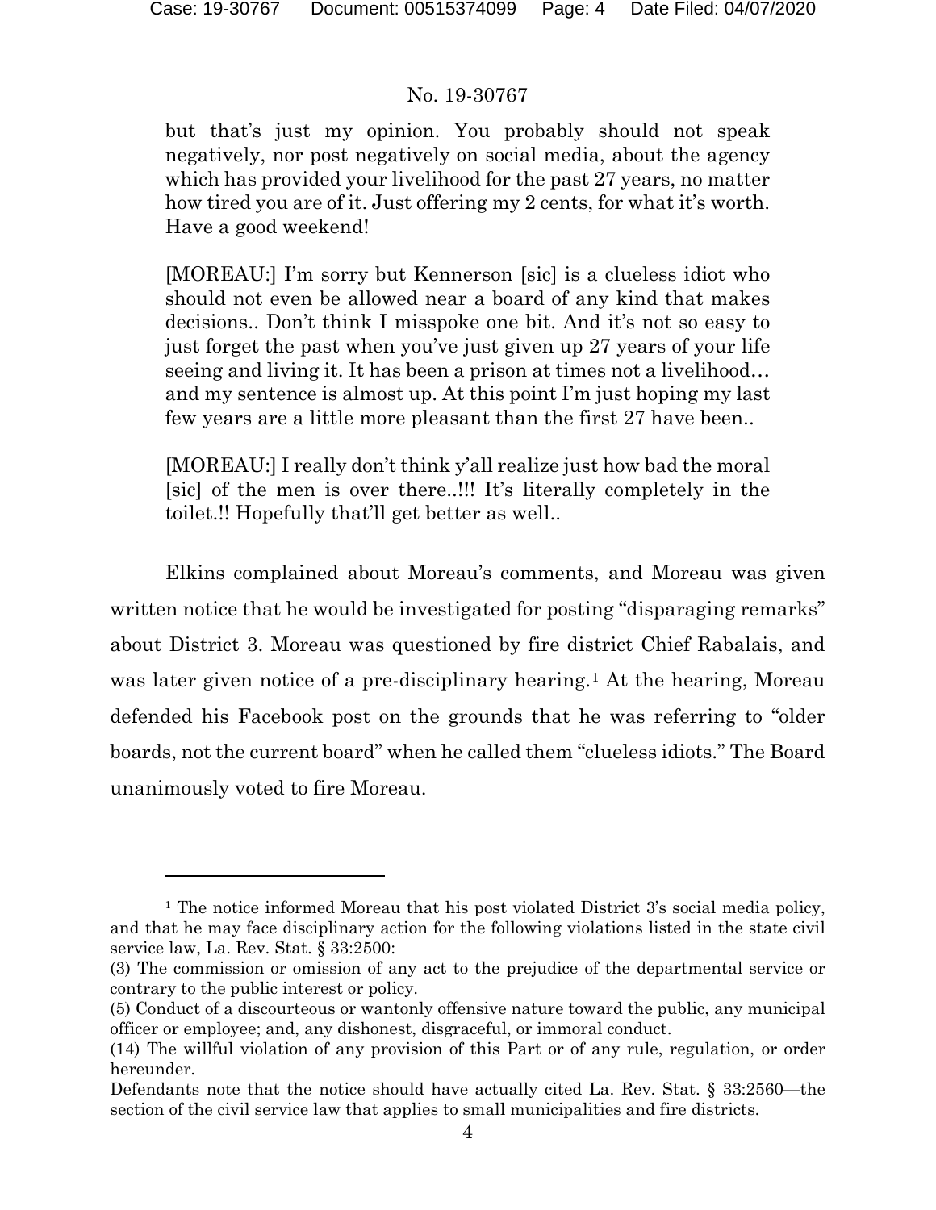> but that's just my opinion. You probably should not speak negatively, nor post negatively on social media, about the agency which has provided your livelihood for the past 27 years, no matter how tired you are of it. Just offering my 2 cents, for what it's worth. Have a good weekend!
>
> [MOREAU:] I'm sorry but Kennerson [sic] is a clueless idiot who should not even be allowed near a board of any kind that makes decisions.. Don't think I misspoke one bit. And it's not so easy to just forget the past when you've just given up 27 years of your life seeing and living it. It has been a prison at times not a livelihood… and my sentence is almost up. At this point I'm just hoping my last few years are a little more pleasant than the first 27 have been..
>
> [MOREAU:] I really don't think y'all realize just how bad the moral [sic] of the men is over there..!!! It's literally completely in the toilet.!! Hopefully that'll get better as well..

Elkins complained about Moreau's comments, and Moreau was given written notice that he would be investigated for posting "disparaging remarks" about District 3. Moreau was questioned by fire district Chief Rabalais, and was later given notice of a pre-disciplinary hearing.[1] At the hearing, Moreau defended his Facebook post on the grounds that he was referring to "older boards, not the current board" when he called them "clueless idiots." The Board unanimously voted to fire Moreau.

---

[1] The notice informed Moreau that his post violated District 3's social media policy, and that he may face disciplinary action for the following violations listed in the state civil service law, La. Rev. Stat. § 33:2500:
(3) The commission or omission of any act to the prejudice of the departmental service or contrary to the public interest or policy.
(5) Conduct of a discourteous or wantonly offensive nature toward the public, any municipal officer or employee; and, any dishonest, disgraceful, or immoral conduct.
(14) The willful violation of any provision of this Part or of any rule, regulation, or order hereunder.
Defendants note that the notice should have actually cited La. Rev. Stat. § 33:2560—the section of the civil service law that applies to small municipalities and fire districts.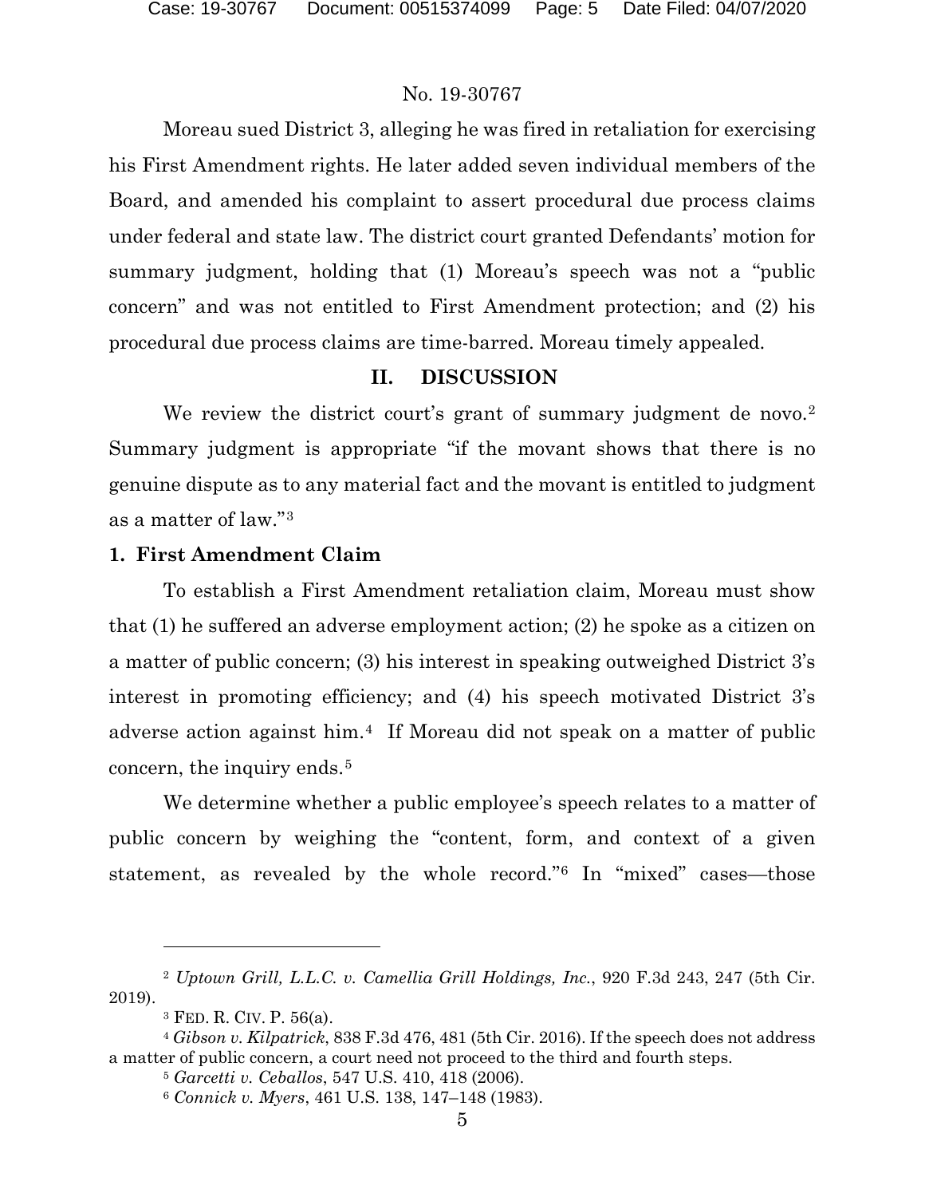No. 19-30767

Moreau sued District 3, alleging he was fired in retaliation for exercising his First Amendment rights. He later added seven individual members of the Board, and amended his complaint to assert procedural due process claims under federal and state law. The district court granted Defendants' motion for summary judgment, holding that (1) Moreau's speech was not a "public concern" and was not entitled to First Amendment protection; and (2) his procedural due process claims are time-barred. Moreau timely appealed.

## II. DISCUSSION

We review the district court's grant of summary judgment de novo.[2] Summary judgment is appropriate "if the movant shows that there is no genuine dispute as to any material fact and the movant is entitled to judgment as a matter of law."[3]

### 1. First Amendment Claim

To establish a First Amendment retaliation claim, Moreau must show that (1) he suffered an adverse employment action; (2) he spoke as a citizen on a matter of public concern; (3) his interest in speaking outweighed District 3's interest in promoting efficiency; and (4) his speech motivated District 3's adverse action against him.[4] If Moreau did not speak on a matter of public concern, the inquiry ends.[5]

We determine whether a public employee's speech relates to a matter of public concern by weighing the "content, form, and context of a given statement, as revealed by the whole record."[6] In "mixed" cases—those

---

[2] *Uptown Grill, L.L.C. v. Camellia Grill Holdings, Inc.*, 920 F.3d 243, 247 (5th Cir. 2019).

[3] FED. R. CIV. P. 56(a).

[4] *Gibson v. Kilpatrick*, 838 F.3d 476, 481 (5th Cir. 2016). If the speech does not address a matter of public concern, a court need not proceed to the third and fourth steps.

[5] *Garcetti v. Ceballos*, 547 U.S. 410, 418 (2006).

[6] *Connick v. Myers*, 461 U.S. 138, 147–148 (1983).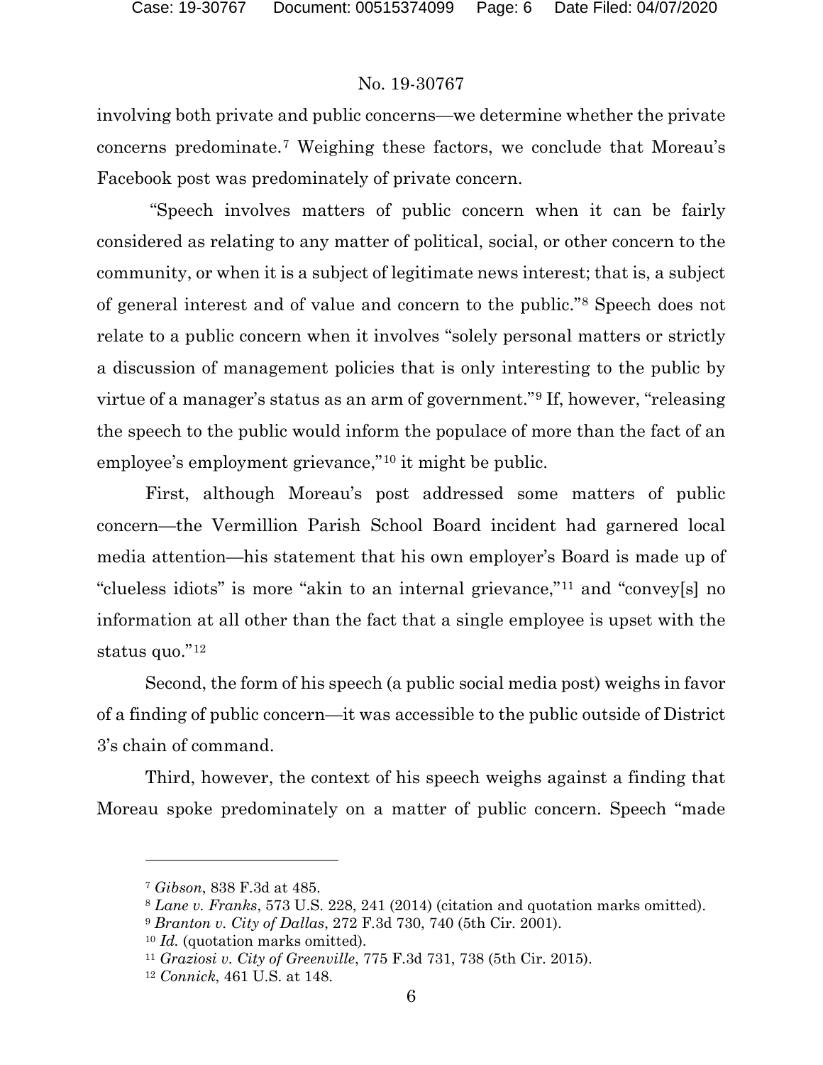involving both private and public concerns—we determine whether the private concerns predominate.[7] Weighing these factors, we conclude that Moreau's Facebook post was predominately of private concern.

"Speech involves matters of public concern when it can be fairly considered as relating to any matter of political, social, or other concern to the community, or when it is a subject of legitimate news interest; that is, a subject of general interest and of value and concern to the public."[8] Speech does not relate to a public concern when it involves "solely personal matters or strictly a discussion of management policies that is only interesting to the public by virtue of a manager's status as an arm of government."[9] If, however, "releasing the speech to the public would inform the populace of more than the fact of an employee's employment grievance,"[10] it might be public.

First, although Moreau's post addressed some matters of public concern—the Vermillion Parish School Board incident had garnered local media attention—his statement that his own employer's Board is made up of "clueless idiots" is more "akin to an internal grievance,"[11] and "convey[s] no information at all other than the fact that a single employee is upset with the status quo."[12]

Second, the form of his speech (a public social media post) weighs in favor of a finding of public concern—it was accessible to the public outside of District 3's chain of command.

Third, however, the context of his speech weighs against a finding that Moreau spoke predominately on a matter of public concern. Speech "made

---

[7] *Gibson*, 838 F.3d at 485.

[8] *Lane v. Franks*, 573 U.S. 228, 241 (2014) (citation and quotation marks omitted).

[9] *Branton v. City of Dallas*, 272 F.3d 730, 740 (5th Cir. 2001).

[10] *Id.* (quotation marks omitted).

[11] *Graziosi v. City of Greenville*, 775 F.3d 731, 738 (5th Cir. 2015).

[12] *Connick*, 461 U.S. at 148.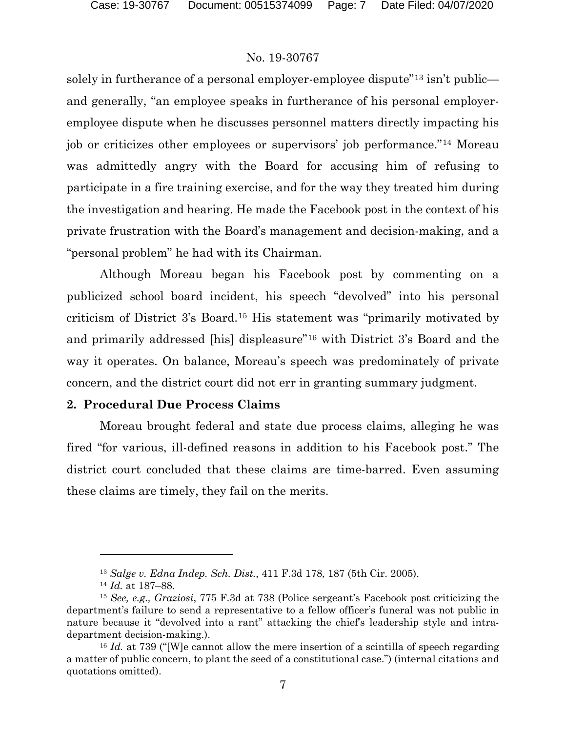solely in furtherance of a personal employer-employee dispute"[13] isn't public—and generally, "an employee speaks in furtherance of his personal employer-employee dispute when he discusses personnel matters directly impacting his job or criticizes other employees or supervisors' job performance."[14] Moreau was admittedly angry with the Board for accusing him of refusing to participate in a fire training exercise, and for the way they treated him during the investigation and hearing. He made the Facebook post in the context of his private frustration with the Board's management and decision-making, and a "personal problem" he had with its Chairman.

Although Moreau began his Facebook post by commenting on a publicized school board incident, his speech "devolved" into his personal criticism of District 3's Board.[15] His statement was "primarily motivated by and primarily addressed [his] displeasure"[16] with District 3's Board and the way it operates. On balance, Moreau's speech was predominately of private concern, and the district court did not err in granting summary judgment.

### 2. Procedural Due Process Claims

Moreau brought federal and state due process claims, alleging he was fired "for various, ill-defined reasons in addition to his Facebook post." The district court concluded that these claims are time-barred. Even assuming these claims are timely, they fail on the merits.

---

[13] *Salge v. Edna Indep. Sch. Dist.*, 411 F.3d 178, 187 (5th Cir. 2005).

[14] *Id.* at 187–88.

[15] *See, e.g., Graziosi*, 775 F.3d at 738 (Police sergeant's Facebook post criticizing the department's failure to send a representative to a fellow officer's funeral was not public in nature because it "devolved into a rant" attacking the chief's leadership style and intra-department decision-making.).

[16] *Id.* at 739 ("[W]e cannot allow the mere insertion of a scintilla of speech regarding a matter of public concern, to plant the seed of a constitutional case.") (internal citations and quotations omitted).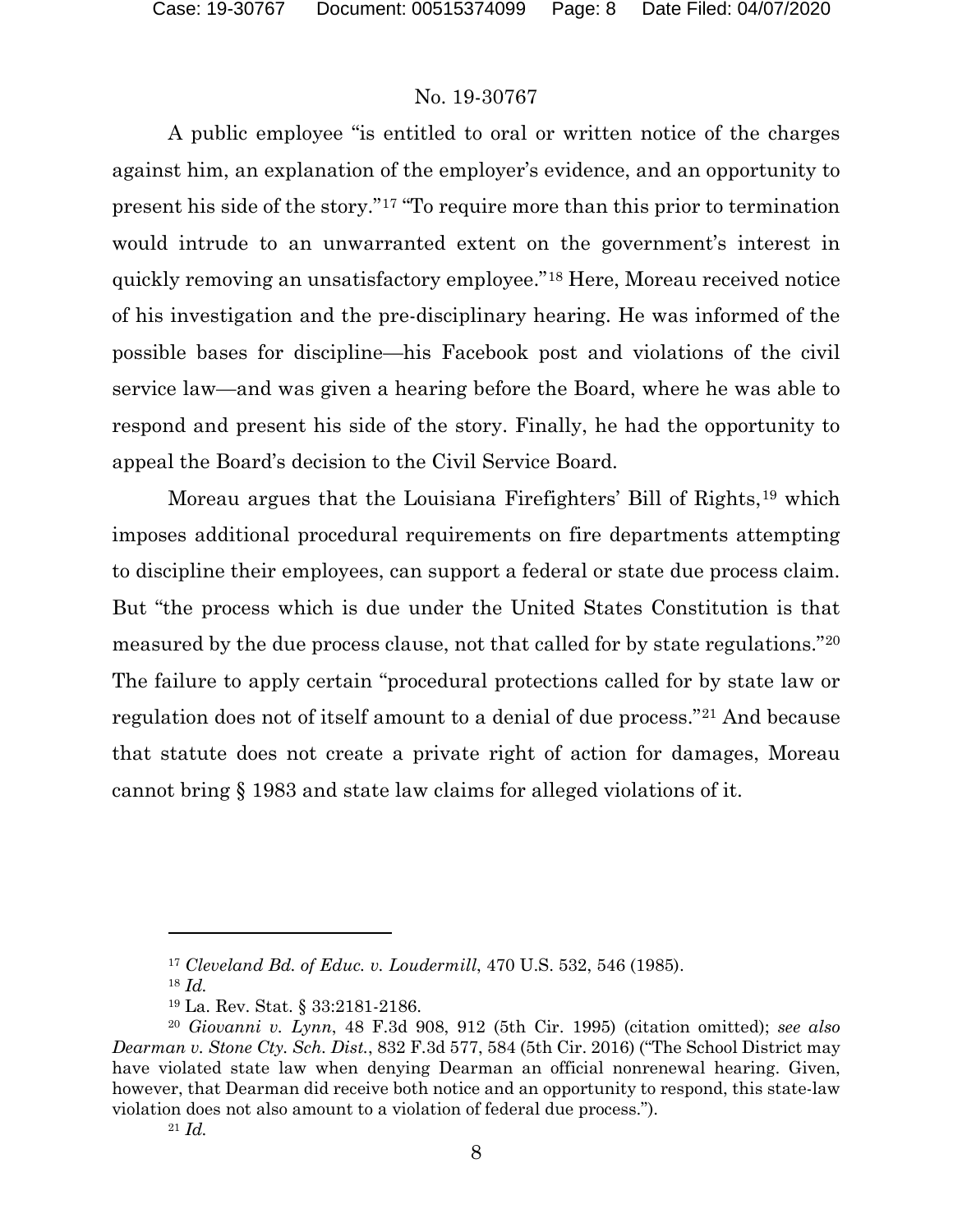No. 19-30767

A public employee "is entitled to oral or written notice of the charges against him, an explanation of the employer's evidence, and an opportunity to present his side of the story."[17] "To require more than this prior to termination would intrude to an unwarranted extent on the government's interest in quickly removing an unsatisfactory employee."[18] Here, Moreau received notice of his investigation and the pre-disciplinary hearing. He was informed of the possible bases for discipline—his Facebook post and violations of the civil service law—and was given a hearing before the Board, where he was able to respond and present his side of the story. Finally, he had the opportunity to appeal the Board's decision to the Civil Service Board.

Moreau argues that the Louisiana Firefighters' Bill of Rights,[19] which imposes additional procedural requirements on fire departments attempting to discipline their employees, can support a federal or state due process claim. But "the process which is due under the United States Constitution is that measured by the due process clause, not that called for by state regulations."[20] The failure to apply certain "procedural protections called for by state law or regulation does not of itself amount to a denial of due process."[21] And because that statute does not create a private right of action for damages, Moreau cannot bring § 1983 and state law claims for alleged violations of it.

---

[17] *Cleveland Bd. of Educ. v. Loudermill*, 470 U.S. 532, 546 (1985).

[18] *Id.*

[19] La. Rev. Stat. § 33:2181-2186.

[20] *Giovanni v. Lynn*, 48 F.3d 908, 912 (5th Cir. 1995) (citation omitted); *see also Dearman v. Stone Cty. Sch. Dist.*, 832 F.3d 577, 584 (5th Cir. 2016) ("The School District may have violated state law when denying Dearman an official nonrenewal hearing. Given, however, that Dearman did receive both notice and an opportunity to respond, this state-law violation does not also amount to a violation of federal due process.").

[21] *Id.*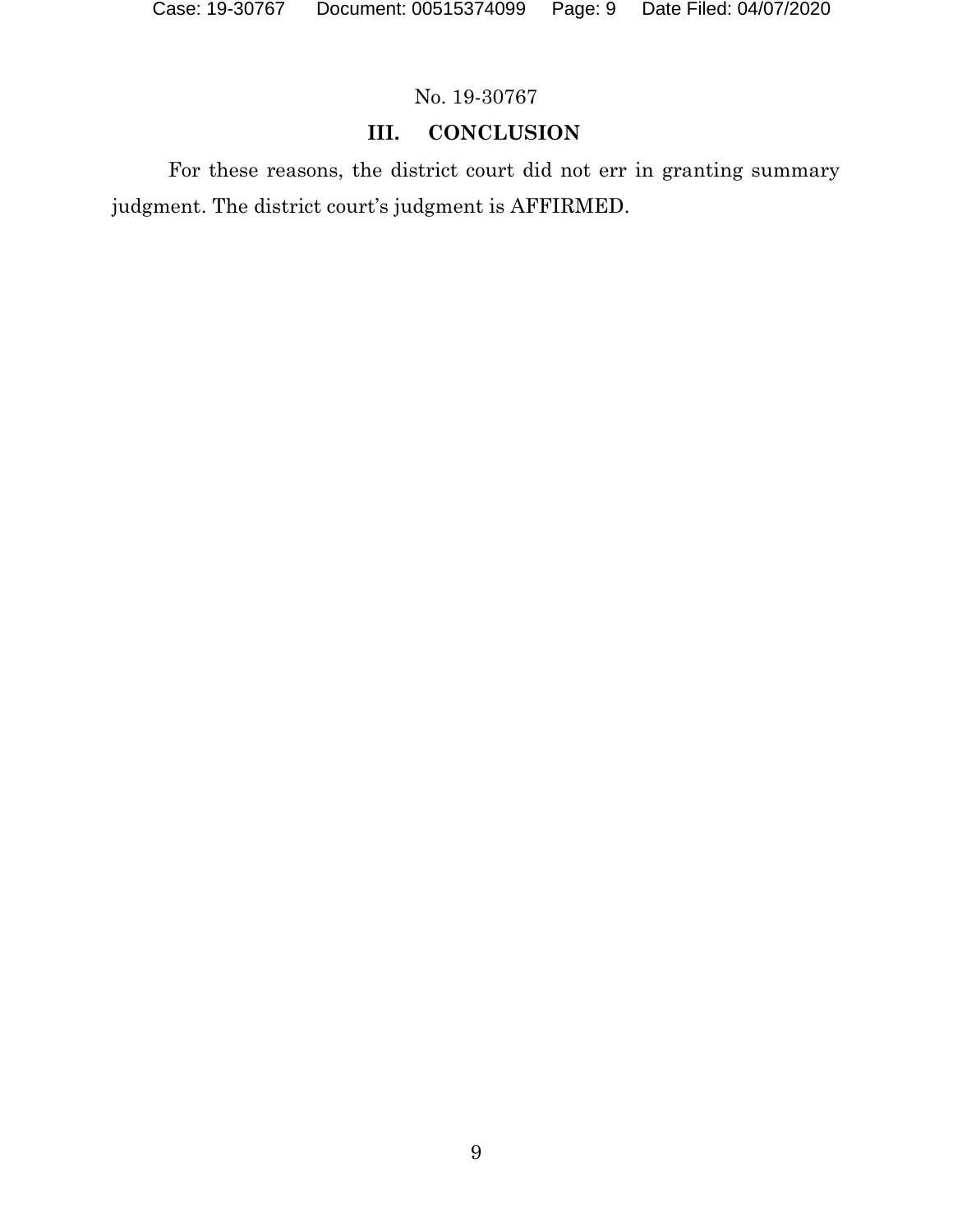## III. CONCLUSION

For these reasons, the district court did not err in granting summary judgment. The district court's judgment is AFFIRMED.